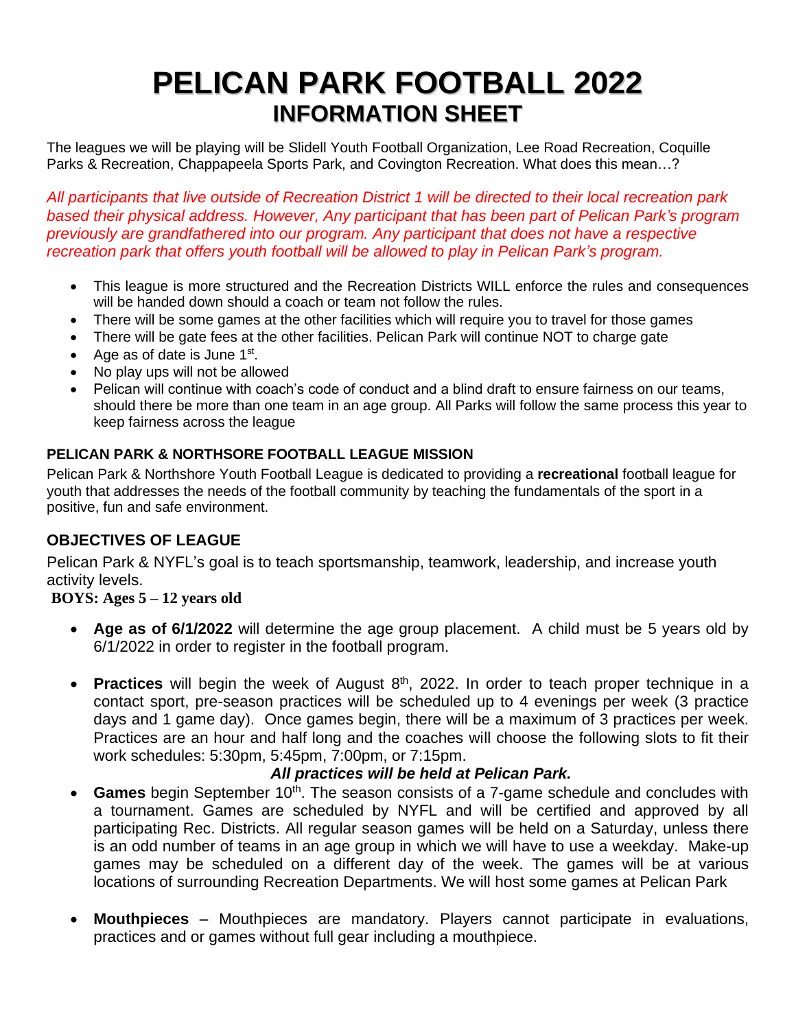# PELICAN PARK FOOTBALL 2022

## INFORMATION SHEET

The leagues we will be playing will be Slidell Youth Football Organization, Lee Road Recreation, Coquille Parks & Recreation, Chappapeela Sports Park, and Covington Recreation. What does this mean…?

*All participants that live outside of Recreation District 1 will be directed to their local recreation park based their physical address. However, Any participant that has been part of Pelican Park's program previously are grandfathered into our program. Any participant that does not have a respective recreation park that offers youth football will be allowed to play in Pelican Park's program.*

- This league is more structured and the Recreation Districts WILL enforce the rules and consequences will be handed down should a coach or team not follow the rules.
- There will be some games at the other facilities which will require you to travel for those games
- There will be gate fees at the other facilities. Pelican Park will continue NOT to charge gate
- Age as of date is June 1st.
- No play ups will not be allowed
- Pelican will continue with coach's code of conduct and a blind draft to ensure fairness on our teams, should there be more than one team in an age group. All Parks will follow the same process this year to keep fairness across the league

### PELICAN PARK & NORTHSORE FOOTBALL LEAGUE MISSION

Pelican Park & Northshore Youth Football League is dedicated to providing a **recreational** football league for youth that addresses the needs of the football community by teaching the fundamentals of the sport in a positive, fun and safe environment.

### OBJECTIVES OF LEAGUE

Pelican Park & NYFL's goal is to teach sportsmanship, teamwork, leadership, and increase youth activity levels.

**BOYS: Ages 5 – 12 years old**

- **Age as of 6/1/2022** will determine the age group placement. A child must be 5 years old by 6/1/2022 in order to register in the football program.
- **Practices** will begin the week of August 8th, 2022. In order to teach proper technique in a contact sport, pre-season practices will be scheduled up to 4 evenings per week (3 practice days and 1 game day). Once games begin, there will be a maximum of 3 practices per week. Practices are an hour and half long and the coaches will choose the following slots to fit their work schedules: 5:30pm, 5:45pm, 7:00pm, or 7:15pm.

  ***All practices will be held at Pelican Park.***
- **Games** begin September 10th. The season consists of a 7-game schedule and concludes with a tournament. Games are scheduled by NYFL and will be certified and approved by all participating Rec. Districts. All regular season games will be held on a Saturday, unless there is an odd number of teams in an age group in which we will have to use a weekday. Make-up games may be scheduled on a different day of the week. The games will be at various locations of surrounding Recreation Departments. We will host some games at Pelican Park
- **Mouthpieces** – Mouthpieces are mandatory. Players cannot participate in evaluations, practices and or games without full gear including a mouthpiece.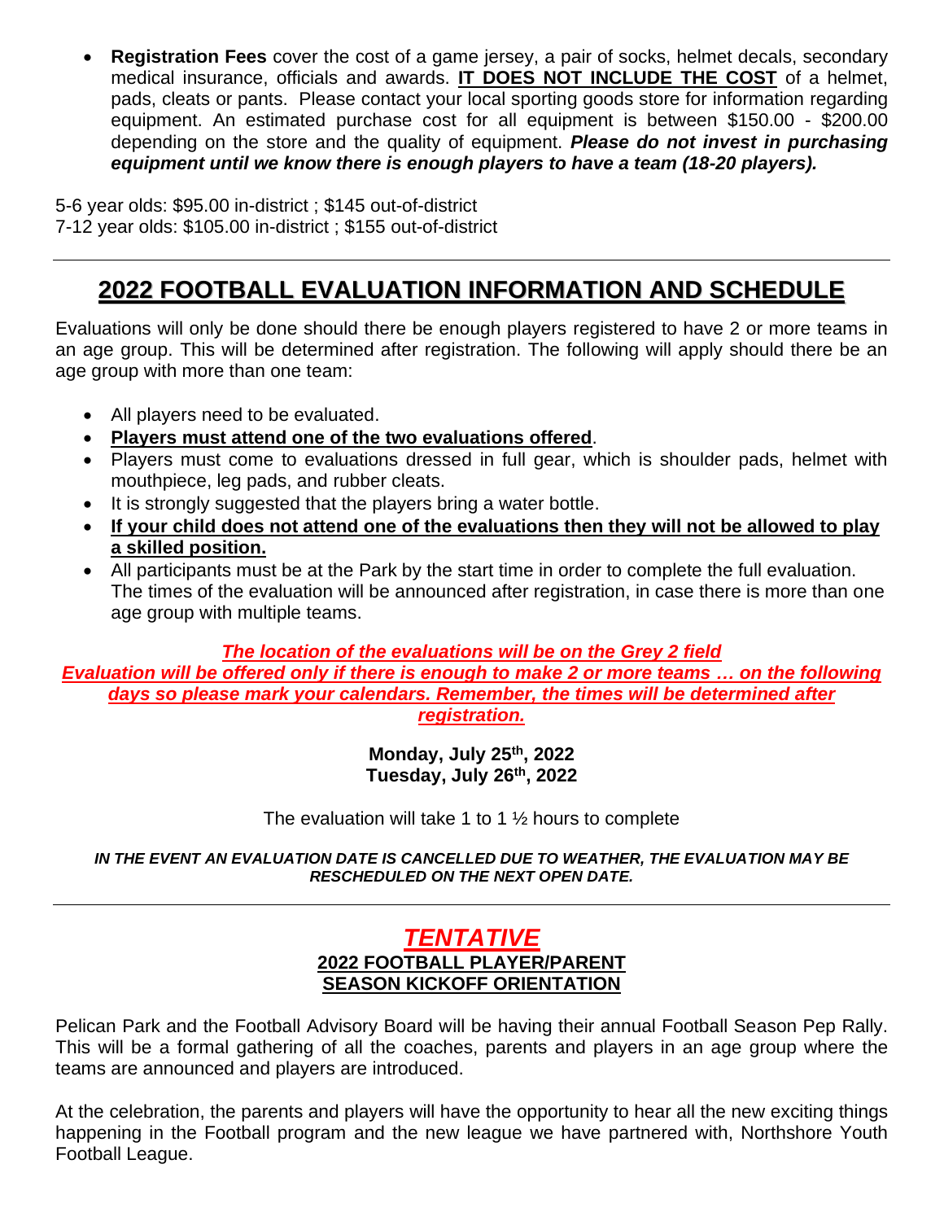- **Registration Fees** cover the cost of a game jersey, a pair of socks, helmet decals, secondary medical insurance, officials and awards. **IT DOES NOT INCLUDE THE COST** of a helmet, pads, cleats or pants. Please contact your local sporting goods store for information regarding equipment. An estimated purchase cost for all equipment is between $150.00 - $200.00 depending on the store and the quality of equipment. ***Please do not invest in purchasing equipment until we know there is enough players to have a team (18-20 players).***

5-6 year olds: $95.00 in-district ; $145 out-of-district
7-12 year olds: $105.00 in-district ; $155 out-of-district

---

## 2022 FOOTBALL EVALUATION INFORMATION AND SCHEDULE

Evaluations will only be done should there be enough players registered to have 2 or more teams in an age group. This will be determined after registration. The following will apply should there be an age group with more than one team:

- All players need to be evaluated.
- **Players must attend one of the two evaluations offered**.
- Players must come to evaluations dressed in full gear, which is shoulder pads, helmet with mouthpiece, leg pads, and rubber cleats.
- It is strongly suggested that the players bring a water bottle.
- **If your child does not attend one of the evaluations then they will not be allowed to play a skilled position.**
- All participants must be at the Park by the start time in order to complete the full evaluation. The times of the evaluation will be announced after registration, in case there is more than one age group with multiple teams.

***The location of the evaluations will be on the Grey 2 field***
***Evaluation will be offered only if there is enough to make 2 or more teams … on the following days so please mark your calendars. Remember, the times will be determined after registration.***

**Monday, July 25th, 2022**
**Tuesday, July 26th, 2022**

The evaluation will take 1 to 1 ½ hours to complete

***IN THE EVENT AN EVALUATION DATE IS CANCELLED DUE TO WEATHER, THE EVALUATION MAY BE RESCHEDULED ON THE NEXT OPEN DATE.***

---

### *TENTATIVE*
### 2022 FOOTBALL PLAYER/PARENT SEASON KICKOFF ORIENTATION

Pelican Park and the Football Advisory Board will be having their annual Football Season Pep Rally. This will be a formal gathering of all the coaches, parents and players in an age group where the teams are announced and players are introduced.

At the celebration, the parents and players will have the opportunity to hear all the new exciting things happening in the Football program and the new league we have partnered with, Northshore Youth Football League.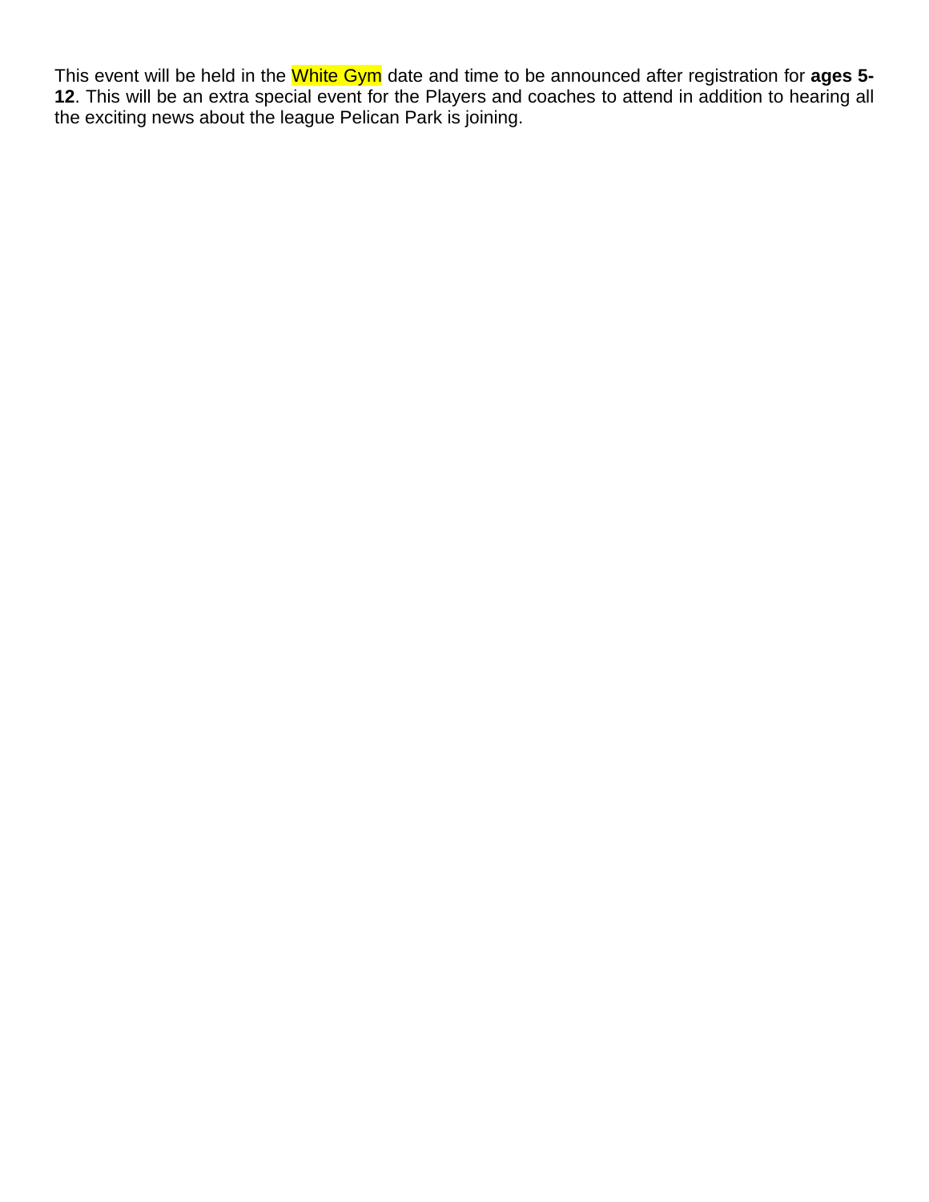This event will be held in the White Gym date and time to be announced after registration for **ages 5-12**. This will be an extra special event for the Players and coaches to attend in addition to hearing all the exciting news about the league Pelican Park is joining.